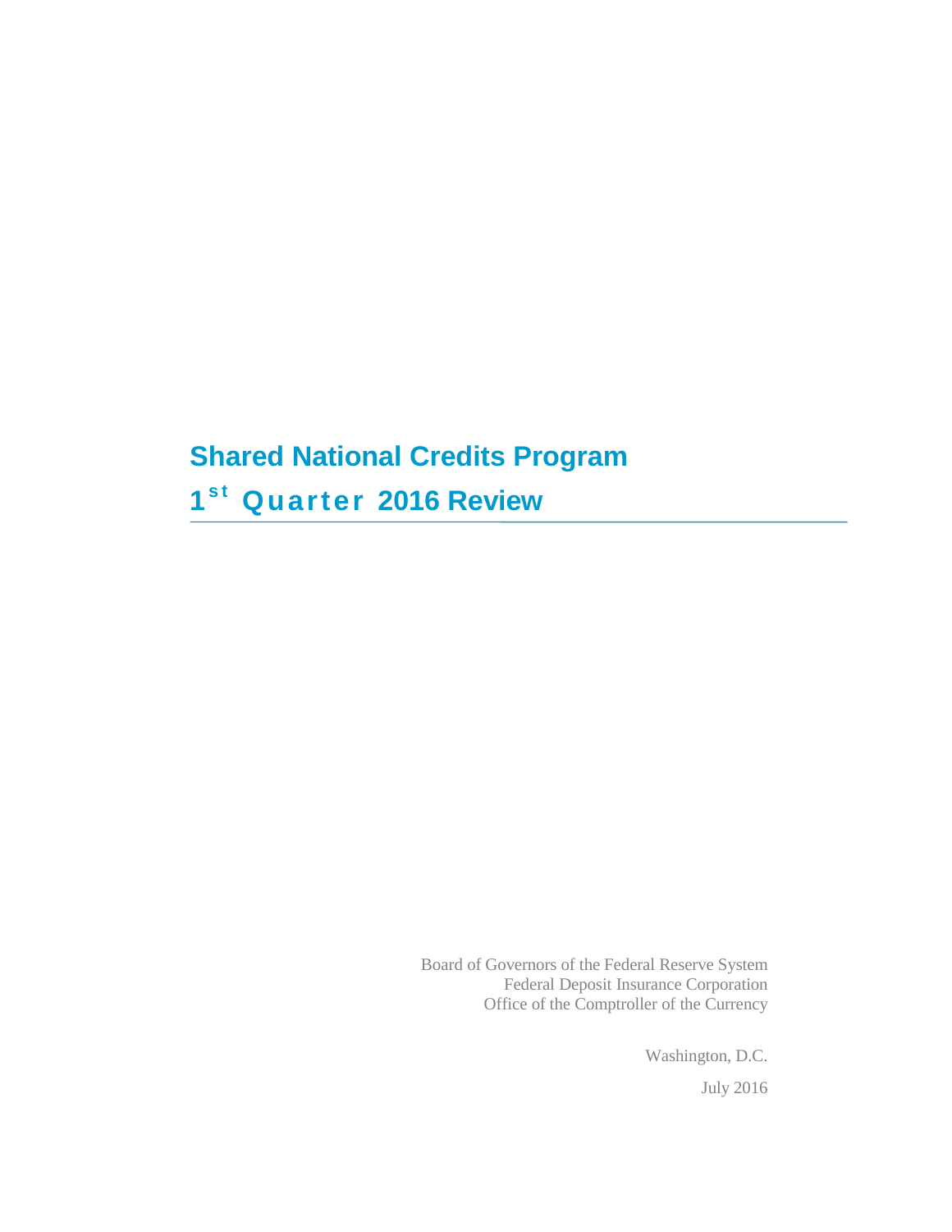# Shared National Credits Program

## 1st Quarter 2016 Review

Board of Governors of the Federal Reserve System
Federal Deposit Insurance Corporation
Office of the Comptroller of the Currency

Washington, D.C.

July 2016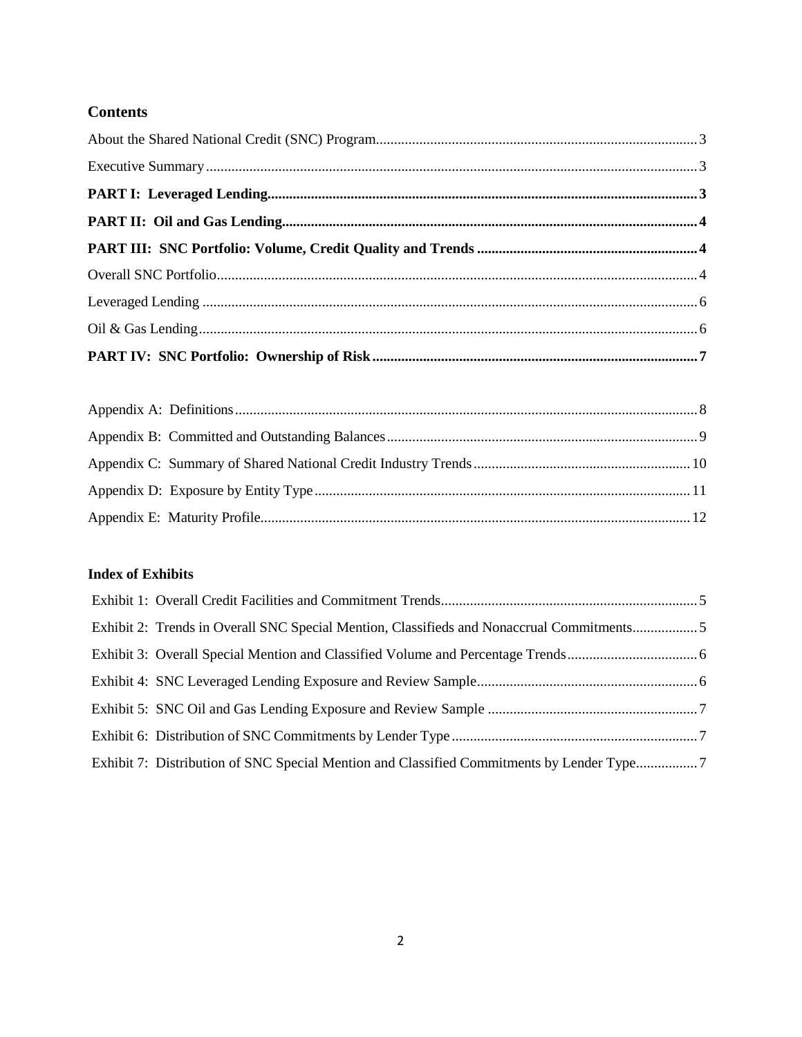## Contents

About the Shared National Credit (SNC) Program ..... 3

Executive Summary ..... 3

**PART I: Leveraged Lending ..... 3**

**PART II: Oil and Gas Lending ..... 4**

**PART III: SNC Portfolio: Volume, Credit Quality and Trends ..... 4**

Overall SNC Portfolio ..... 4

Leveraged Lending ..... 6

Oil & Gas Lending ..... 6

**PART IV: SNC Portfolio: Ownership of Risk ..... 7**

Appendix A: Definitions ..... 8

Appendix B: Committed and Outstanding Balances ..... 9

Appendix C: Summary of Shared National Credit Industry Trends ..... 10

Appendix D: Exposure by Entity Type ..... 11

Appendix E: Maturity Profile ..... 12

### Index of Exhibits

Exhibit 1: Overall Credit Facilities and Commitment Trends ..... 5

Exhibit 2: Trends in Overall SNC Special Mention, Classifieds and Nonaccrual Commitments ..... 5

Exhibit 3: Overall Special Mention and Classified Volume and Percentage Trends ..... 6

Exhibit 4: SNC Leveraged Lending Exposure and Review Sample ..... 6

Exhibit 5: SNC Oil and Gas Lending Exposure and Review Sample ..... 7

Exhibit 6: Distribution of SNC Commitments by Lender Type ..... 7

Exhibit 7: Distribution of SNC Special Mention and Classified Commitments by Lender Type ..... 7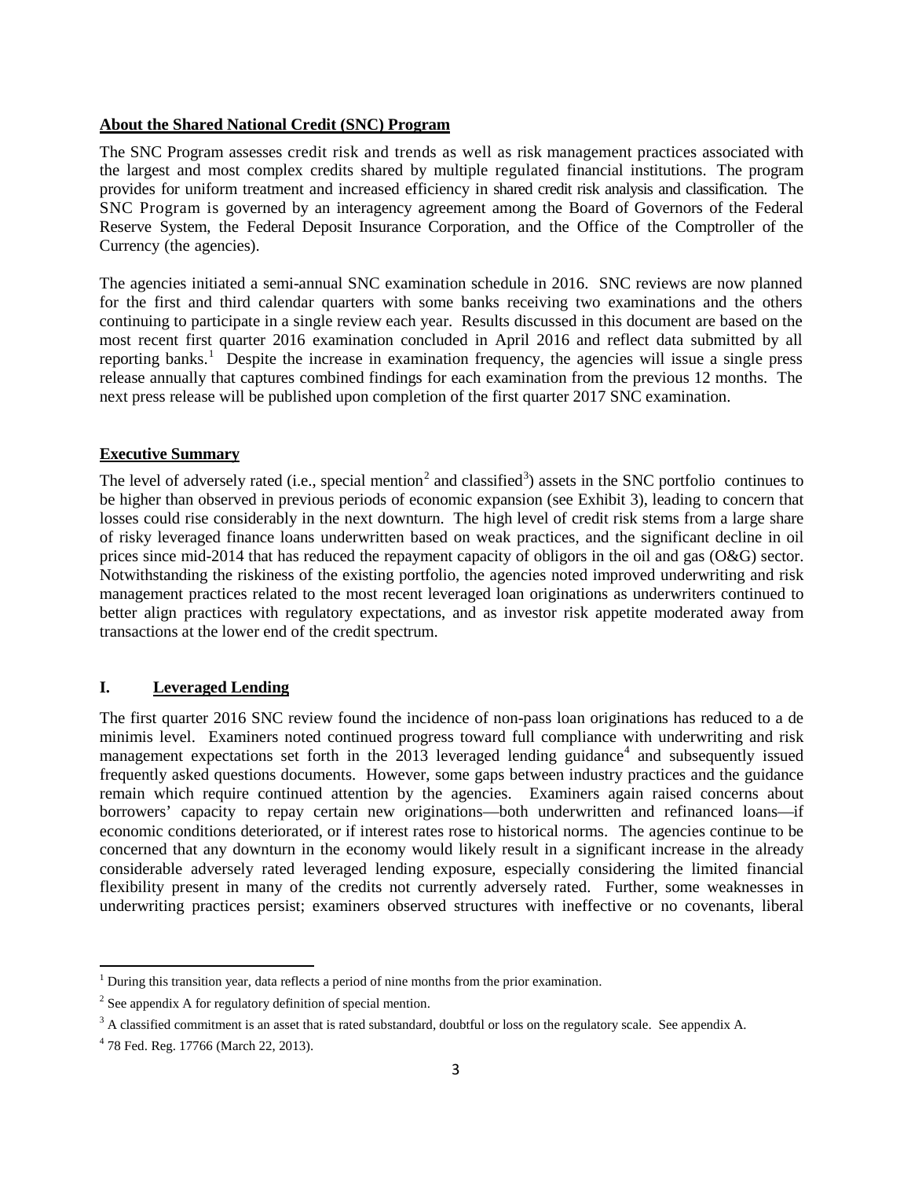**About the Shared National Credit (SNC) Program**

The SNC Program assesses credit risk and trends as well as risk management practices associated with the largest and most complex credits shared by multiple regulated financial institutions. The program provides for uniform treatment and increased efficiency in shared credit risk analysis and classification. The SNC Program is governed by an interagency agreement among the Board of Governors of the Federal Reserve System, the Federal Deposit Insurance Corporation, and the Office of the Comptroller of the Currency (the agencies).

The agencies initiated a semi-annual SNC examination schedule in 2016. SNC reviews are now planned for the first and third calendar quarters with some banks receiving two examinations and the others continuing to participate in a single review each year. Results discussed in this document are based on the most recent first quarter 2016 examination concluded in April 2016 and reflect data submitted by all reporting banks.[1] Despite the increase in examination frequency, the agencies will issue a single press release annually that captures combined findings for each examination from the previous 12 months. The next press release will be published upon completion of the first quarter 2017 SNC examination.

**Executive Summary**

The level of adversely rated (i.e., special mention[2] and classified[3]) assets in the SNC portfolio continues to be higher than observed in previous periods of economic expansion (see Exhibit 3), leading to concern that losses could rise considerably in the next downturn. The high level of credit risk stems from a large share of risky leveraged finance loans underwritten based on weak practices, and the significant decline in oil prices since mid-2014 that has reduced the repayment capacity of obligors in the oil and gas (O&G) sector. Notwithstanding the riskiness of the existing portfolio, the agencies noted improved underwriting and risk management practices related to the most recent leveraged loan originations as underwriters continued to better align practices with regulatory expectations, and as investor risk appetite moderated away from transactions at the lower end of the credit spectrum.

## I. Leveraged Lending

The first quarter 2016 SNC review found the incidence of non-pass loan originations has reduced to a de minimis level. Examiners noted continued progress toward full compliance with underwriting and risk management expectations set forth in the 2013 leveraged lending guidance[4] and subsequently issued frequently asked questions documents. However, some gaps between industry practices and the guidance remain which require continued attention by the agencies. Examiners again raised concerns about borrowers' capacity to repay certain new originations—both underwritten and refinanced loans—if economic conditions deteriorated, or if interest rates rose to historical norms. The agencies continue to be concerned that any downturn in the economy would likely result in a significant increase in the already considerable adversely rated leveraged lending exposure, especially considering the limited financial flexibility present in many of the credits not currently adversely rated. Further, some weaknesses in underwriting practices persist; examiners observed structures with ineffective or no covenants, liberal

---

[1] During this transition year, data reflects a period of nine months from the prior examination.

[2] See appendix A for regulatory definition of special mention.

[3] A classified commitment is an asset that is rated substandard, doubtful or loss on the regulatory scale. See appendix A.

[4] 78 Fed. Reg. 17766 (March 22, 2013).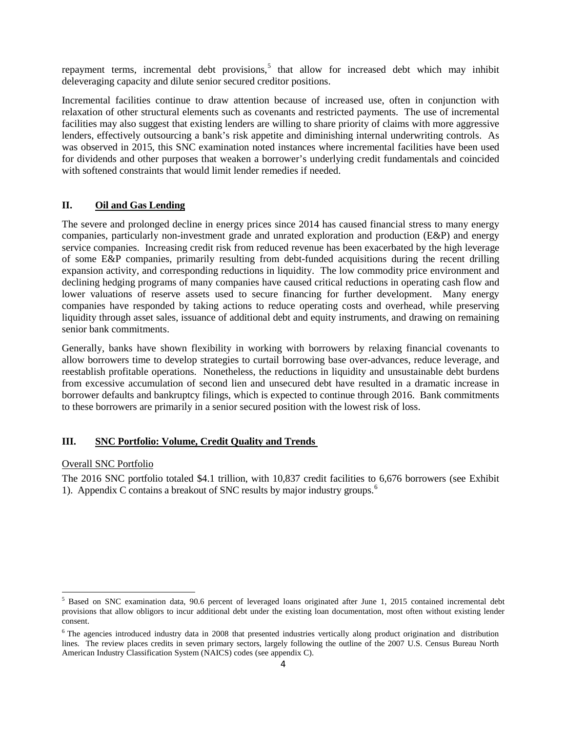repayment terms, incremental debt provisions,[5] that allow for increased debt which may inhibit deleveraging capacity and dilute senior secured creditor positions.

Incremental facilities continue to draw attention because of increased use, often in conjunction with relaxation of other structural elements such as covenants and restricted payments. The use of incremental facilities may also suggest that existing lenders are willing to share priority of claims with more aggressive lenders, effectively outsourcing a bank's risk appetite and diminishing internal underwriting controls. As was observed in 2015, this SNC examination noted instances where incremental facilities have been used for dividends and other purposes that weaken a borrower's underlying credit fundamentals and coincided with softened constraints that would limit lender remedies if needed.

## II. Oil and Gas Lending

The severe and prolonged decline in energy prices since 2014 has caused financial stress to many energy companies, particularly non-investment grade and unrated exploration and production (E&P) and energy service companies. Increasing credit risk from reduced revenue has been exacerbated by the high leverage of some E&P companies, primarily resulting from debt-funded acquisitions during the recent drilling expansion activity, and corresponding reductions in liquidity. The low commodity price environment and declining hedging programs of many companies have caused critical reductions in operating cash flow and lower valuations of reserve assets used to secure financing for further development. Many energy companies have responded by taking actions to reduce operating costs and overhead, while preserving liquidity through asset sales, issuance of additional debt and equity instruments, and drawing on remaining senior bank commitments.

Generally, banks have shown flexibility in working with borrowers by relaxing financial covenants to allow borrowers time to develop strategies to curtail borrowing base over-advances, reduce leverage, and reestablish profitable operations. Nonetheless, the reductions in liquidity and unsustainable debt burdens from excessive accumulation of second lien and unsecured debt have resulted in a dramatic increase in borrower defaults and bankruptcy filings, which is expected to continue through 2016. Bank commitments to these borrowers are primarily in a senior secured position with the lowest risk of loss.

## III. SNC Portfolio: Volume, Credit Quality and Trends

### Overall SNC Portfolio

The 2016 SNC portfolio totaled \$4.1 trillion, with 10,837 credit facilities to 6,676 borrowers (see Exhibit 1). Appendix C contains a breakout of SNC results by major industry groups.[6]

---

[5] Based on SNC examination data, 90.6 percent of leveraged loans originated after June 1, 2015 contained incremental debt provisions that allow obligors to incur additional debt under the existing loan documentation, most often without existing lender consent.

[6] The agencies introduced industry data in 2008 that presented industries vertically along product origination and distribution lines. The review places credits in seven primary sectors, largely following the outline of the 2007 U.S. Census Bureau North American Industry Classification System (NAICS) codes (see appendix C).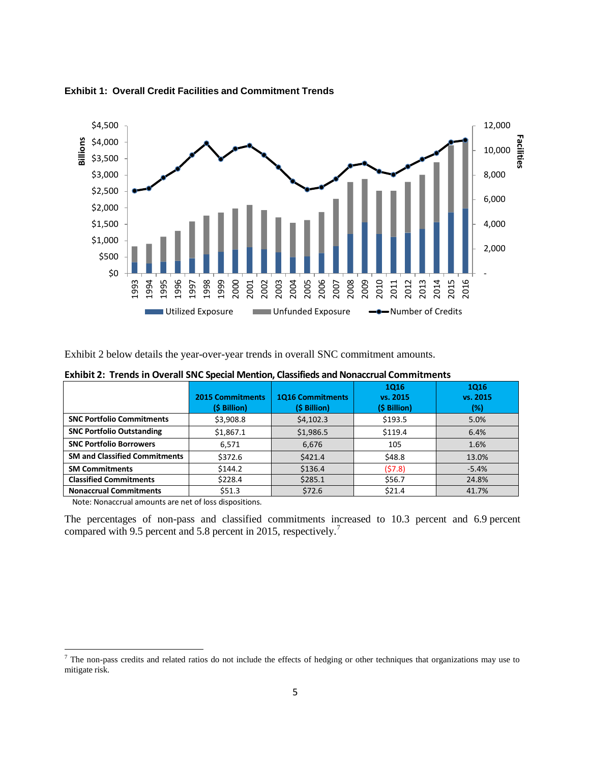**Exhibit 1: Overall Credit Facilities and Commitment Trends**

Exhibit 2 below details the year-over-year trends in overall SNC commitment amounts.

**Exhibit 2: Trends in Overall SNC Special Mention, Classifieds and Nonaccrual Commitments**

| | 2015 Commitments ($ Billion) | 1Q16 Commitments ($ Billion) | 1Q16 vs. 2015 ($ Billion) | 1Q16 vs. 2015 (%) |
|---|---|---|---|---|
| **SNC Portfolio Commitments** | $3,908.8 | $4,102.3 | $193.5 | 5.0% |
| **SNC Portfolio Outstanding** | $1,867.1 | $1,986.5 | $119.4 | 6.4% |
| **SNC Portfolio Borrowers** | 6,571 | 6,676 | 105 | 1.6% |
| **SM and Classified Commitments** | $372.6 | $421.4 | $48.8 | 13.0% |
| **SM Commitments** | $144.2 | $136.4 | ($7.8) | -5.4% |
| **Classified Commitments** | $228.4 | $285.1 | $56.7 | 24.8% |
| **Nonaccrual Commitments** | $51.3 | $72.6 | $21.4 | 41.7% |

Note: Nonaccrual amounts are net of loss dispositions.

The percentages of non-pass and classified commitments increased to 10.3 percent and 6.9 percent compared with 9.5 percent and 5.8 percent in 2015, respectively.[7]

---

[7] The non-pass credits and related ratios do not include the effects of hedging or other techniques that organizations may use to mitigate risk.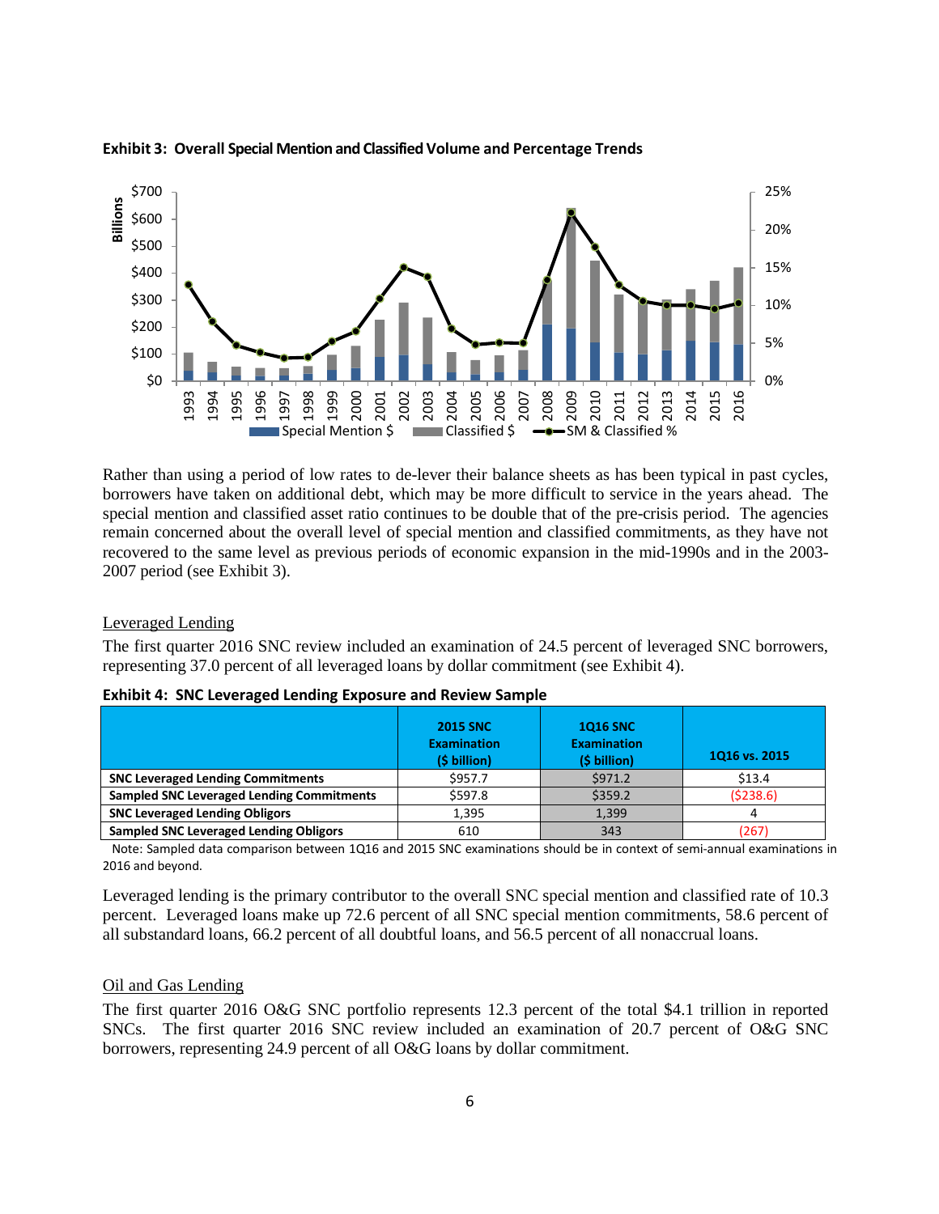**Exhibit 3: Overall Special Mention and Classified Volume and Percentage Trends**

Rather than using a period of low rates to de-lever their balance sheets as has been typical in past cycles, borrowers have taken on additional debt, which may be more difficult to service in the years ahead. The special mention and classified asset ratio continues to be double that of the pre-crisis period. The agencies remain concerned about the overall level of special mention and classified commitments, as they have not recovered to the same level as previous periods of economic expansion in the mid-1990s and in the 2003-2007 period (see Exhibit 3).

## Leveraged Lending

The first quarter 2016 SNC review included an examination of 24.5 percent of leveraged SNC borrowers, representing 37.0 percent of all leveraged loans by dollar commitment (see Exhibit 4).

**Exhibit 4: SNC Leveraged Lending Exposure and Review Sample**

| | 2015 SNC Examination ($ billion) | 1Q16 SNC Examination ($ billion) | 1Q16 vs. 2015 |
|---|---|---|---|
| **SNC Leveraged Lending Commitments** | $957.7 | $971.2 | $13.4 |
| **Sampled SNC Leveraged Lending Commitments** | $597.8 | $359.2 | ($238.6) |
| **SNC Leveraged Lending Obligors** | 1,395 | 1,399 | 4 |
| **Sampled SNC Leveraged Lending Obligors** | 610 | 343 | (267) |

Note: Sampled data comparison between 1Q16 and 2015 SNC examinations should be in context of semi-annual examinations in 2016 and beyond.

Leveraged lending is the primary contributor to the overall SNC special mention and classified rate of 10.3 percent. Leveraged loans make up 72.6 percent of all SNC special mention commitments, 58.6 percent of all substandard loans, 66.2 percent of all doubtful loans, and 56.5 percent of all nonaccrual loans.

## Oil and Gas Lending

The first quarter 2016 O&G SNC portfolio represents 12.3 percent of the total $4.1 trillion in reported SNCs. The first quarter 2016 SNC review included an examination of 20.7 percent of O&G SNC borrowers, representing 24.9 percent of all O&G loans by dollar commitment.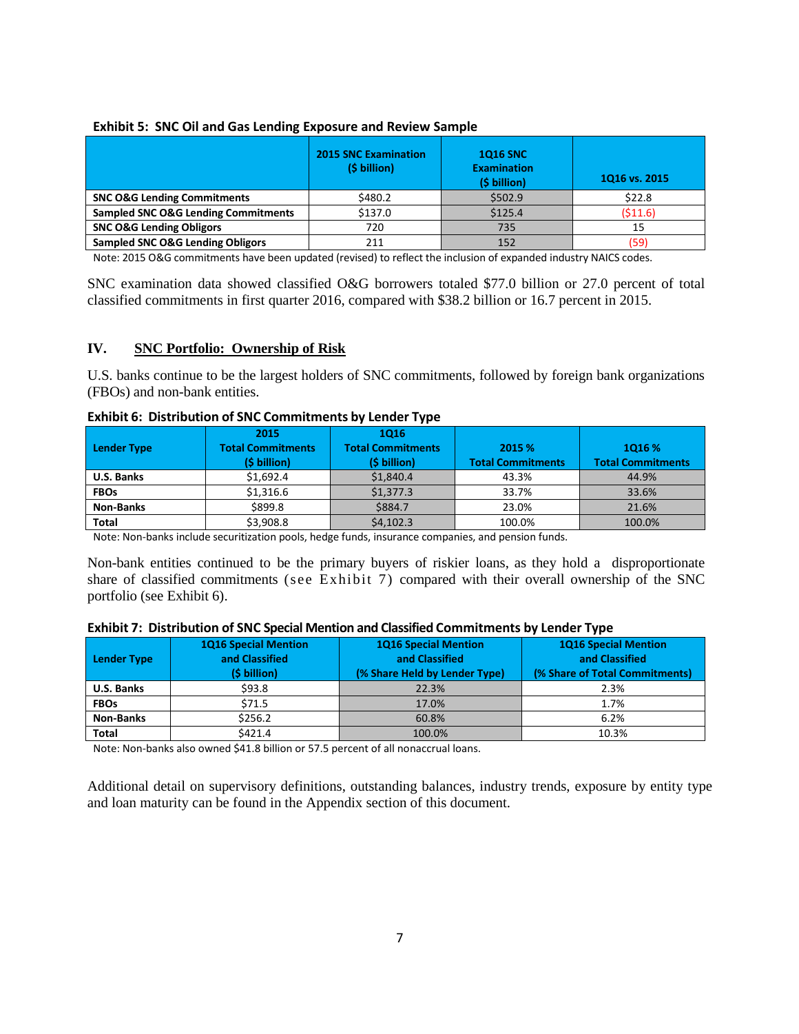**Exhibit 5: SNC Oil and Gas Lending Exposure and Review Sample**

| | 2015 SNC Examination ($ billion) | 1Q16 SNC Examination ($ billion) | 1Q16 vs. 2015 |
|---|---|---|---|
| **SNC O&G Lending Commitments** | $480.2 | $502.9 | $22.8 |
| **Sampled SNC O&G Lending Commitments** | $137.0 | $125.4 | ($11.6) |
| **SNC O&G Lending Obligors** | 720 | 735 | 15 |
| **Sampled SNC O&G Lending Obligors** | 211 | 152 | (59) |

Note: 2015 O&G commitments have been updated (revised) to reflect the inclusion of expanded industry NAICS codes.

SNC examination data showed classified O&G borrowers totaled $77.0 billion or 27.0 percent of total classified commitments in first quarter 2016, compared with $38.2 billion or 16.7 percent in 2015.

## IV. SNC Portfolio: Ownership of Risk

U.S. banks continue to be the largest holders of SNC commitments, followed by foreign bank organizations (FBOs) and non-bank entities.

**Exhibit 6: Distribution of SNC Commitments by Lender Type**

| Lender Type | 2015 Total Commitments ($ billion) | 1Q16 Total Commitments ($ billion) | 2015 % Total Commitments | 1Q16 % Total Commitments |
|---|---|---|---|---|
| **U.S. Banks** | $1,692.4 | $1,840.4 | 43.3% | 44.9% |
| **FBOs** | $1,316.6 | $1,377.3 | 33.7% | 33.6% |
| **Non-Banks** | $899.8 | $884.7 | 23.0% | 21.6% |
| **Total** | $3,908.8 | $4,102.3 | 100.0% | 100.0% |

Note: Non-banks include securitization pools, hedge funds, insurance companies, and pension funds.

Non-bank entities continued to be the primary buyers of riskier loans, as they hold a disproportionate share of classified commitments (see Exhibit 7) compared with their overall ownership of the SNC portfolio (see Exhibit 6).

**Exhibit 7: Distribution of SNC Special Mention and Classified Commitments by Lender Type**

| Lender Type | 1Q16 Special Mention and Classified ($ billion) | 1Q16 Special Mention and Classified (% Share Held by Lender Type) | 1Q16 Special Mention and Classified (% Share of Total Commitments) |
|---|---|---|---|
| **U.S. Banks** | $93.8 | 22.3% | 2.3% |
| **FBOs** | $71.5 | 17.0% | 1.7% |
| **Non-Banks** | $256.2 | 60.8% | 6.2% |
| **Total** | $421.4 | 100.0% | 10.3% |

Note: Non-banks also owned $41.8 billion or 57.5 percent of all nonaccrual loans.

Additional detail on supervisory definitions, outstanding balances, industry trends, exposure by entity type and loan maturity can be found in the Appendix section of this document.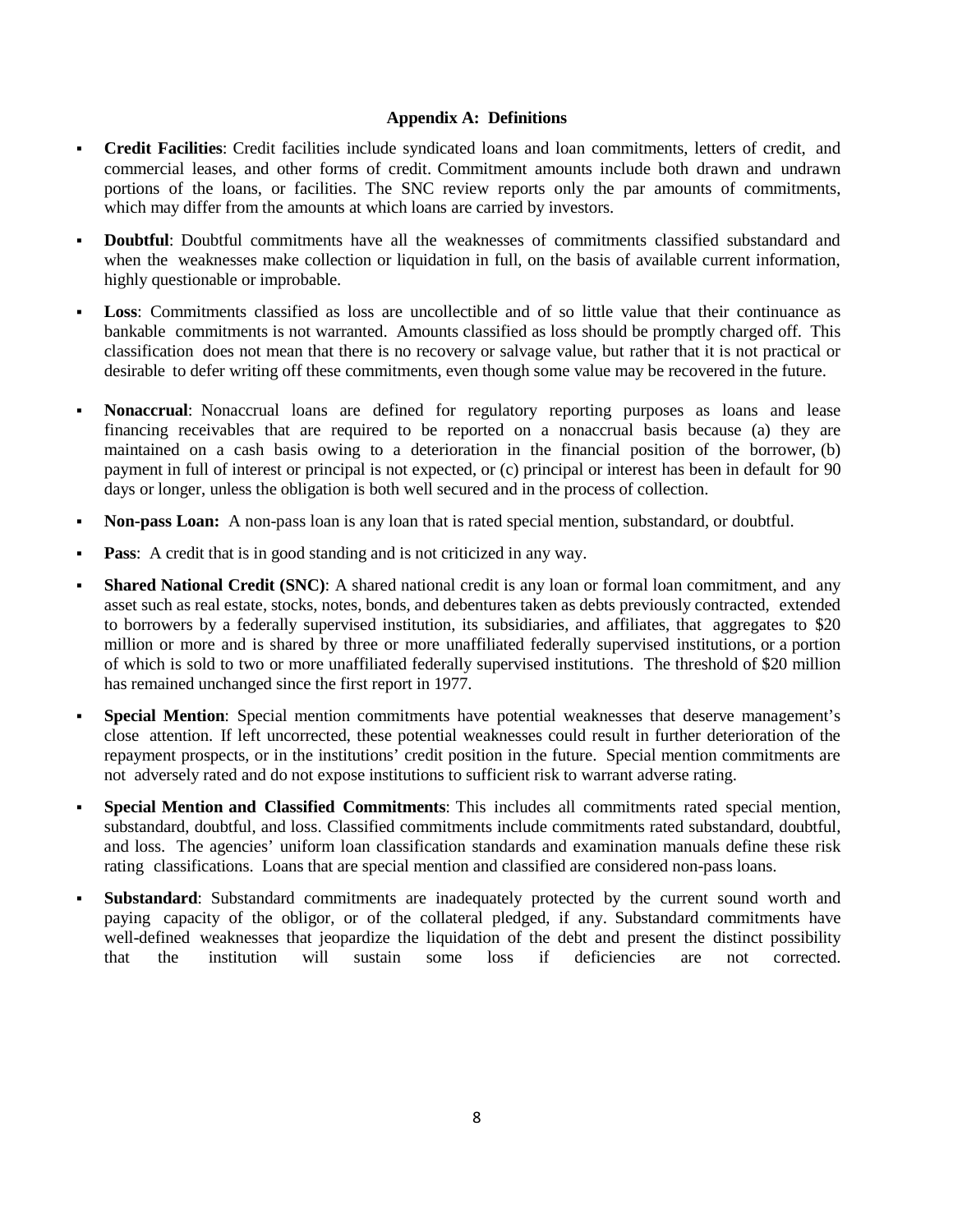## Appendix A: Definitions

- **Credit Facilities**: Credit facilities include syndicated loans and loan commitments, letters of credit, and commercial leases, and other forms of credit. Commitment amounts include both drawn and undrawn portions of the loans, or facilities. The SNC review reports only the par amounts of commitments, which may differ from the amounts at which loans are carried by investors.
- **Doubtful**: Doubtful commitments have all the weaknesses of commitments classified substandard and when the weaknesses make collection or liquidation in full, on the basis of available current information, highly questionable or improbable.
- **Loss**: Commitments classified as loss are uncollectible and of so little value that their continuance as bankable commitments is not warranted. Amounts classified as loss should be promptly charged off. This classification does not mean that there is no recovery or salvage value, but rather that it is not practical or desirable to defer writing off these commitments, even though some value may be recovered in the future.
- **Nonaccrual**: Nonaccrual loans are defined for regulatory reporting purposes as loans and lease financing receivables that are required to be reported on a nonaccrual basis because (a) they are maintained on a cash basis owing to a deterioration in the financial position of the borrower, (b) payment in full of interest or principal is not expected, or (c) principal or interest has been in default for 90 days or longer, unless the obligation is both well secured and in the process of collection.
- **Non-pass Loan:** A non-pass loan is any loan that is rated special mention, substandard, or doubtful.
- **Pass**: A credit that is in good standing and is not criticized in any way.
- **Shared National Credit (SNC)**: A shared national credit is any loan or formal loan commitment, and any asset such as real estate, stocks, notes, bonds, and debentures taken as debts previously contracted, extended to borrowers by a federally supervised institution, its subsidiaries, and affiliates, that aggregates to $20 million or more and is shared by three or more unaffiliated federally supervised institutions, or a portion of which is sold to two or more unaffiliated federally supervised institutions. The threshold of $20 million has remained unchanged since the first report in 1977.
- **Special Mention**: Special mention commitments have potential weaknesses that deserve management's close attention. If left uncorrected, these potential weaknesses could result in further deterioration of the repayment prospects, or in the institutions' credit position in the future. Special mention commitments are not adversely rated and do not expose institutions to sufficient risk to warrant adverse rating.
- **Special Mention and Classified Commitments**: This includes all commitments rated special mention, substandard, doubtful, and loss. Classified commitments include commitments rated substandard, doubtful, and loss. The agencies' uniform loan classification standards and examination manuals define these risk rating classifications. Loans that are special mention and classified are considered non-pass loans.
- **Substandard**: Substandard commitments are inadequately protected by the current sound worth and paying capacity of the obligor, or of the collateral pledged, if any. Substandard commitments have well-defined weaknesses that jeopardize the liquidation of the debt and present the distinct possibility that the institution will sustain some loss if deficiencies are not corrected.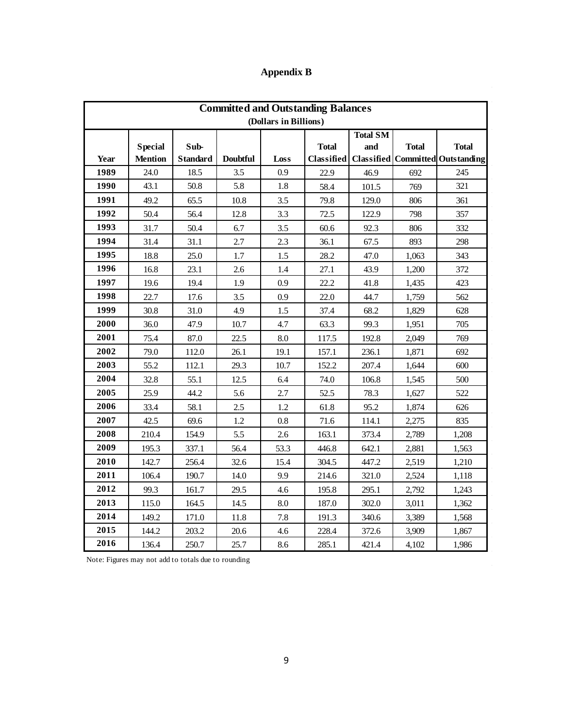# Appendix B

| Committed and Outstanding Balances (Dollars in Billions) | | | | | | | | |
|---|---|---|---|---|---|---|---|---|
| Year | Special Mention | Sub-Standard | Doubtful | Loss | Total Classified | Total SM and Classified | Total Committed | Total Outstanding |
| 1989 | 24.0 | 18.5 | 3.5 | 0.9 | 22.9 | 46.9 | 692 | 245 |
| 1990 | 43.1 | 50.8 | 5.8 | 1.8 | 58.4 | 101.5 | 769 | 321 |
| 1991 | 49.2 | 65.5 | 10.8 | 3.5 | 79.8 | 129.0 | 806 | 361 |
| 1992 | 50.4 | 56.4 | 12.8 | 3.3 | 72.5 | 122.9 | 798 | 357 |
| 1993 | 31.7 | 50.4 | 6.7 | 3.5 | 60.6 | 92.3 | 806 | 332 |
| 1994 | 31.4 | 31.1 | 2.7 | 2.3 | 36.1 | 67.5 | 893 | 298 |
| 1995 | 18.8 | 25.0 | 1.7 | 1.5 | 28.2 | 47.0 | 1,063 | 343 |
| 1996 | 16.8 | 23.1 | 2.6 | 1.4 | 27.1 | 43.9 | 1,200 | 372 |
| 1997 | 19.6 | 19.4 | 1.9 | 0.9 | 22.2 | 41.8 | 1,435 | 423 |
| 1998 | 22.7 | 17.6 | 3.5 | 0.9 | 22.0 | 44.7 | 1,759 | 562 |
| 1999 | 30.8 | 31.0 | 4.9 | 1.5 | 37.4 | 68.2 | 1,829 | 628 |
| 2000 | 36.0 | 47.9 | 10.7 | 4.7 | 63.3 | 99.3 | 1,951 | 705 |
| 2001 | 75.4 | 87.0 | 22.5 | 8.0 | 117.5 | 192.8 | 2,049 | 769 |
| 2002 | 79.0 | 112.0 | 26.1 | 19.1 | 157.1 | 236.1 | 1,871 | 692 |
| 2003 | 55.2 | 112.1 | 29.3 | 10.7 | 152.2 | 207.4 | 1,644 | 600 |
| 2004 | 32.8 | 55.1 | 12.5 | 6.4 | 74.0 | 106.8 | 1,545 | 500 |
| 2005 | 25.9 | 44.2 | 5.6 | 2.7 | 52.5 | 78.3 | 1,627 | 522 |
| 2006 | 33.4 | 58.1 | 2.5 | 1.2 | 61.8 | 95.2 | 1,874 | 626 |
| 2007 | 42.5 | 69.6 | 1.2 | 0.8 | 71.6 | 114.1 | 2,275 | 835 |
| 2008 | 210.4 | 154.9 | 5.5 | 2.6 | 163.1 | 373.4 | 2,789 | 1,208 |
| 2009 | 195.3 | 337.1 | 56.4 | 53.3 | 446.8 | 642.1 | 2,881 | 1,563 |
| 2010 | 142.7 | 256.4 | 32.6 | 15.4 | 304.5 | 447.2 | 2,519 | 1,210 |
| 2011 | 106.4 | 190.7 | 14.0 | 9.9 | 214.6 | 321.0 | 2,524 | 1,118 |
| 2012 | 99.3 | 161.7 | 29.5 | 4.6 | 195.8 | 295.1 | 2,792 | 1,243 |
| 2013 | 115.0 | 164.5 | 14.5 | 8.0 | 187.0 | 302.0 | 3,011 | 1,362 |
| 2014 | 149.2 | 171.0 | 11.8 | 7.8 | 191.3 | 340.6 | 3,389 | 1,568 |
| 2015 | 144.2 | 203.2 | 20.6 | 4.6 | 228.4 | 372.6 | 3,909 | 1,867 |
| 2016 | 136.4 | 250.7 | 25.7 | 8.6 | 285.1 | 421.4 | 4,102 | 1,986 |

Note: Figures may not add to totals due to rounding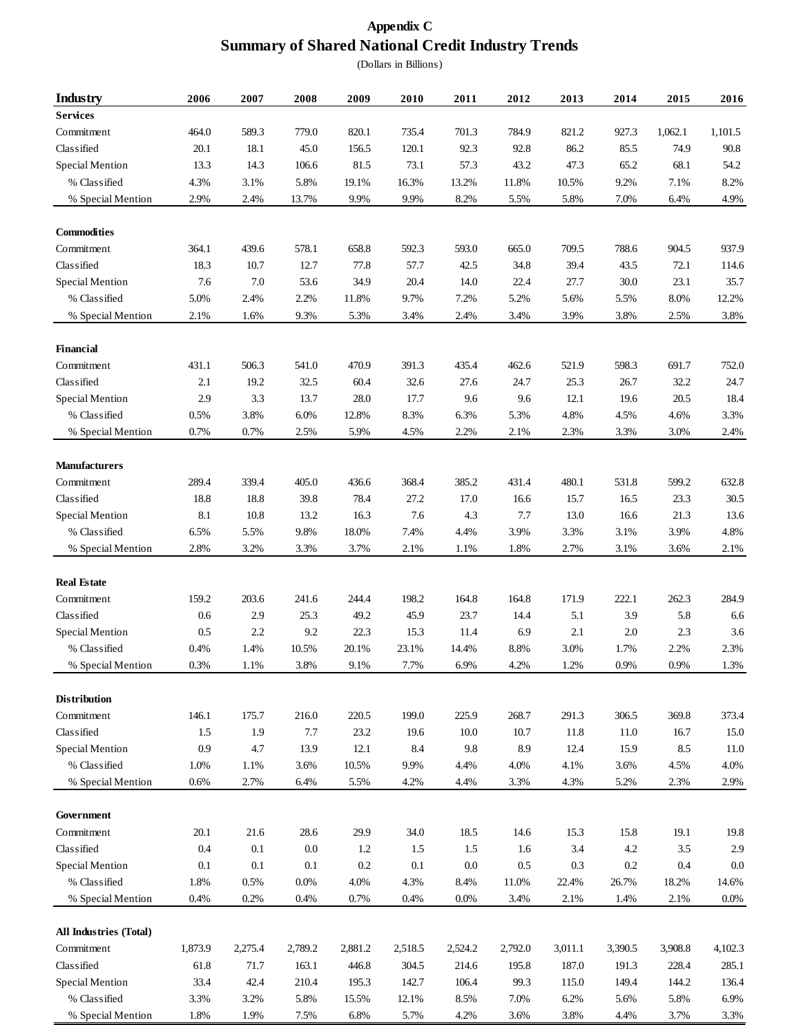# Appendix C

## Summary of Shared National Credit Industry Trends

(Dollars in Billions)

| Industry | 2006 | 2007 | 2008 | 2009 | 2010 | 2011 | 2012 | 2013 | 2014 | 2015 | 2016 |
|---|---|---|---|---|---|---|---|---|---|---|---|
| **Services** | | | | | | | | | | | |
| Commitment | 464.0 | 589.3 | 779.0 | 820.1 | 735.4 | 701.3 | 784.9 | 821.2 | 927.3 | 1,062.1 | 1,101.5 |
| Classified | 20.1 | 18.1 | 45.0 | 156.5 | 120.1 | 92.3 | 92.8 | 86.2 | 85.5 | 74.9 | 90.8 |
| Special Mention | 13.3 | 14.3 | 106.6 | 81.5 | 73.1 | 57.3 | 43.2 | 47.3 | 65.2 | 68.1 | 54.2 |
| % Classified | 4.3% | 3.1% | 5.8% | 19.1% | 16.3% | 13.2% | 11.8% | 10.5% | 9.2% | 7.1% | 8.2% |
| % Special Mention | 2.9% | 2.4% | 13.7% | 9.9% | 9.9% | 8.2% | 5.5% | 5.8% | 7.0% | 6.4% | 4.9% |
| **Commodities** | | | | | | | | | | | |
| Commitment | 364.1 | 439.6 | 578.1 | 658.8 | 592.3 | 593.0 | 665.0 | 709.5 | 788.6 | 904.5 | 937.9 |
| Classified | 18.3 | 10.7 | 12.7 | 77.8 | 57.7 | 42.5 | 34.8 | 39.4 | 43.5 | 72.1 | 114.6 |
| Special Mention | 7.6 | 7.0 | 53.6 | 34.9 | 20.4 | 14.0 | 22.4 | 27.7 | 30.0 | 23.1 | 35.7 |
| % Classified | 5.0% | 2.4% | 2.2% | 11.8% | 9.7% | 7.2% | 5.2% | 5.6% | 5.5% | 8.0% | 12.2% |
| % Special Mention | 2.1% | 1.6% | 9.3% | 5.3% | 3.4% | 2.4% | 3.4% | 3.9% | 3.8% | 2.5% | 3.8% |
| **Financial** | | | | | | | | | | | |
| Commitment | 431.1 | 506.3 | 541.0 | 470.9 | 391.3 | 435.4 | 462.6 | 521.9 | 598.3 | 691.7 | 752.0 |
| Classified | 2.1 | 19.2 | 32.5 | 60.4 | 32.6 | 27.6 | 24.7 | 25.3 | 26.7 | 32.2 | 24.7 |
| Special Mention | 2.9 | 3.3 | 13.7 | 28.0 | 17.7 | 9.6 | 9.6 | 12.1 | 19.6 | 20.5 | 18.4 |
| % Classified | 0.5% | 3.8% | 6.0% | 12.8% | 8.3% | 6.3% | 5.3% | 4.8% | 4.5% | 4.6% | 3.3% |
| % Special Mention | 0.7% | 0.7% | 2.5% | 5.9% | 4.5% | 2.2% | 2.1% | 2.3% | 3.3% | 3.0% | 2.4% |
| **Manufacturers** | | | | | | | | | | | |
| Commitment | 289.4 | 339.4 | 405.0 | 436.6 | 368.4 | 385.2 | 431.4 | 480.1 | 531.8 | 599.2 | 632.8 |
| Classified | 18.8 | 18.8 | 39.8 | 78.4 | 27.2 | 17.0 | 16.6 | 15.7 | 16.5 | 23.3 | 30.5 |
| Special Mention | 8.1 | 10.8 | 13.2 | 16.3 | 7.6 | 4.3 | 7.7 | 13.0 | 16.6 | 21.3 | 13.6 |
| % Classified | 6.5% | 5.5% | 9.8% | 18.0% | 7.4% | 4.4% | 3.9% | 3.3% | 3.1% | 3.9% | 4.8% |
| % Special Mention | 2.8% | 3.2% | 3.3% | 3.7% | 2.1% | 1.1% | 1.8% | 2.7% | 3.1% | 3.6% | 2.1% |
| **Real Estate** | | | | | | | | | | | |
| Commitment | 159.2 | 203.6 | 241.6 | 244.4 | 198.2 | 164.8 | 164.8 | 171.9 | 222.1 | 262.3 | 284.9 |
| Classified | 0.6 | 2.9 | 25.3 | 49.2 | 45.9 | 23.7 | 14.4 | 5.1 | 3.9 | 5.8 | 6.6 |
| Special Mention | 0.5 | 2.2 | 9.2 | 22.3 | 15.3 | 11.4 | 6.9 | 2.1 | 2.0 | 2.3 | 3.6 |
| % Classified | 0.4% | 1.4% | 10.5% | 20.1% | 23.1% | 14.4% | 8.8% | 3.0% | 1.7% | 2.2% | 2.3% |
| % Special Mention | 0.3% | 1.1% | 3.8% | 9.1% | 7.7% | 6.9% | 4.2% | 1.2% | 0.9% | 0.9% | 1.3% |
| **Distribution** | | | | | | | | | | | |
| Commitment | 146.1 | 175.7 | 216.0 | 220.5 | 199.0 | 225.9 | 268.7 | 291.3 | 306.5 | 369.8 | 373.4 |
| Classified | 1.5 | 1.9 | 7.7 | 23.2 | 19.6 | 10.0 | 10.7 | 11.8 | 11.0 | 16.7 | 15.0 |
| Special Mention | 0.9 | 4.7 | 13.9 | 12.1 | 8.4 | 9.8 | 8.9 | 12.4 | 15.9 | 8.5 | 11.0 |
| % Classified | 1.0% | 1.1% | 3.6% | 10.5% | 9.9% | 4.4% | 4.0% | 4.1% | 3.6% | 4.5% | 4.0% |
| % Special Mention | 0.6% | 2.7% | 6.4% | 5.5% | 4.2% | 4.4% | 3.3% | 4.3% | 5.2% | 2.3% | 2.9% |
| **Government** | | | | | | | | | | | |
| Commitment | 20.1 | 21.6 | 28.6 | 29.9 | 34.0 | 18.5 | 14.6 | 15.3 | 15.8 | 19.1 | 19.8 |
| Classified | 0.4 | 0.1 | 0.0 | 1.2 | 1.5 | 1.5 | 1.6 | 3.4 | 4.2 | 3.5 | 2.9 |
| Special Mention | 0.1 | 0.1 | 0.1 | 0.2 | 0.1 | 0.0 | 0.5 | 0.3 | 0.2 | 0.4 | 0.0 |
| % Classified | 1.8% | 0.5% | 0.0% | 4.0% | 4.3% | 8.4% | 11.0% | 22.4% | 26.7% | 18.2% | 14.6% |
| % Special Mention | 0.4% | 0.2% | 0.4% | 0.7% | 0.4% | 0.0% | 3.4% | 2.1% | 1.4% | 2.1% | 0.0% |
| **All Industries (Total)** | | | | | | | | | | | |
| Commitment | 1,873.9 | 2,275.4 | 2,789.2 | 2,881.2 | 2,518.5 | 2,524.2 | 2,792.0 | 3,011.1 | 3,390.5 | 3,908.8 | 4,102.3 |
| Classified | 61.8 | 71.7 | 163.1 | 446.8 | 304.5 | 214.6 | 195.8 | 187.0 | 191.3 | 228.4 | 285.1 |
| Special Mention | 33.4 | 42.4 | 210.4 | 195.3 | 142.7 | 106.4 | 99.3 | 115.0 | 149.4 | 144.2 | 136.4 |
| % Classified | 3.3% | 3.2% | 5.8% | 15.5% | 12.1% | 8.5% | 7.0% | 6.2% | 5.6% | 5.8% | 6.9% |
| % Special Mention | 1.8% | 1.9% | 7.5% | 6.8% | 5.7% | 4.2% | 3.6% | 3.8% | 4.4% | 3.7% | 3.3% |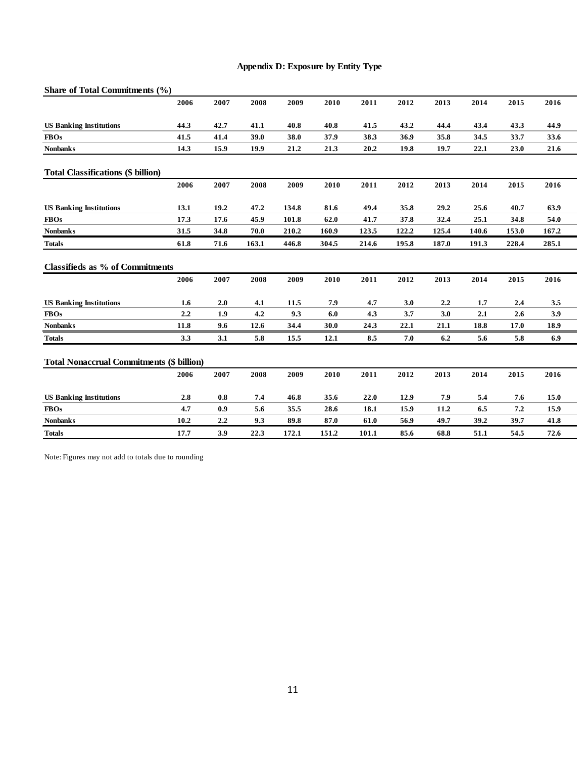## Appendix D: Exposure by Entity Type

**Share of Total Commitments (%)**

| | 2006 | 2007 | 2008 | 2009 | 2010 | 2011 | 2012 | 2013 | 2014 | 2015 | 2016 |
|---|---|---|---|---|---|---|---|---|---|---|---|
| **US Banking Institutions** | **44.3** | **42.7** | **41.1** | **40.8** | **40.8** | **41.5** | **43.2** | **44.4** | **43.4** | **43.3** | **44.9** |
| **FBOs** | **41.5** | **41.4** | **39.0** | **38.0** | **37.9** | **38.3** | **36.9** | **35.8** | **34.5** | **33.7** | **33.6** |
| **Nonbanks** | **14.3** | **15.9** | **19.9** | **21.2** | **21.3** | **20.2** | **19.8** | **19.7** | **22.1** | **23.0** | **21.6** |

**Total Classifications ($ billion)**

| | 2006 | 2007 | 2008 | 2009 | 2010 | 2011 | 2012 | 2013 | 2014 | 2015 | 2016 |
|---|---|---|---|---|---|---|---|---|---|---|---|
| **US Banking Institutions** | **13.1** | **19.2** | **47.2** | **134.8** | **81.6** | **49.4** | **35.8** | **29.2** | **25.6** | **40.7** | **63.9** |
| **FBOs** | **17.3** | **17.6** | **45.9** | **101.8** | **62.0** | **41.7** | **37.8** | **32.4** | **25.1** | **34.8** | **54.0** |
| **Nonbanks** | **31.5** | **34.8** | **70.0** | **210.2** | **160.9** | **123.5** | **122.2** | **125.4** | **140.6** | **153.0** | **167.2** |
| **Totals** | **61.8** | **71.6** | **163.1** | **446.8** | **304.5** | **214.6** | **195.8** | **187.0** | **191.3** | **228.4** | **285.1** |

**Classifieds as % of Commitments**

| | 2006 | 2007 | 2008 | 2009 | 2010 | 2011 | 2012 | 2013 | 2014 | 2015 | 2016 |
|---|---|---|---|---|---|---|---|---|---|---|---|
| **US Banking Institutions** | **1.6** | **2.0** | **4.1** | **11.5** | **7.9** | **4.7** | **3.0** | **2.2** | **1.7** | **2.4** | **3.5** |
| **FBOs** | **2.2** | **1.9** | **4.2** | **9.3** | **6.0** | **4.3** | **3.7** | **3.0** | **2.1** | **2.6** | **3.9** |
| **Nonbanks** | **11.8** | **9.6** | **12.6** | **34.4** | **30.0** | **24.3** | **22.1** | **21.1** | **18.8** | **17.0** | **18.9** |
| **Totals** | **3.3** | **3.1** | **5.8** | **15.5** | **12.1** | **8.5** | **7.0** | **6.2** | **5.6** | **5.8** | **6.9** |

**Total Nonaccrual Commitments ($ billion)**

| | 2006 | 2007 | 2008 | 2009 | 2010 | 2011 | 2012 | 2013 | 2014 | 2015 | 2016 |
|---|---|---|---|---|---|---|---|---|---|---|---|
| **US Banking Institutions** | **2.8** | **0.8** | **7.4** | **46.8** | **35.6** | **22.0** | **12.9** | **7.9** | **5.4** | **7.6** | **15.0** |
| **FBOs** | **4.7** | **0.9** | **5.6** | **35.5** | **28.6** | **18.1** | **15.9** | **11.2** | **6.5** | **7.2** | **15.9** |
| **Nonbanks** | **10.2** | **2.2** | **9.3** | **89.8** | **87.0** | **61.0** | **56.9** | **49.7** | **39.2** | **39.7** | **41.8** |
| **Totals** | **17.7** | **3.9** | **22.3** | **172.1** | **151.2** | **101.1** | **85.6** | **68.8** | **51.1** | **54.5** | **72.6** |

Note: Figures may not add to totals due to rounding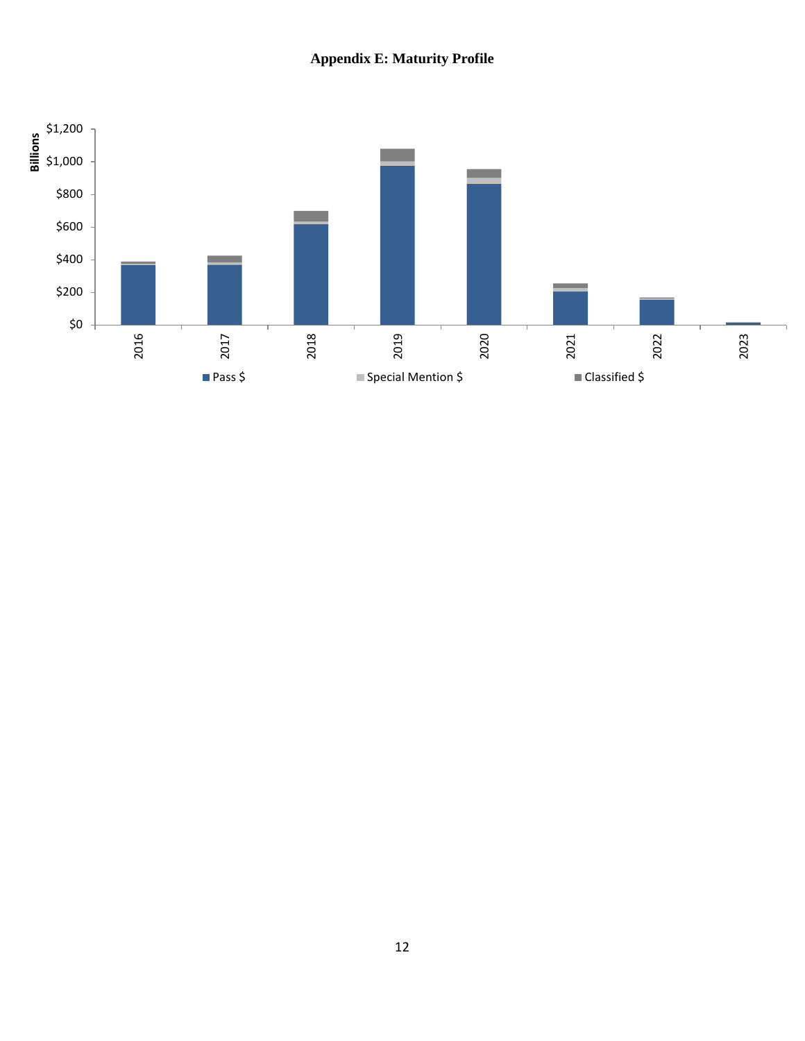**Appendix E: Maturity Profile**

Billions

$1,200

$1,000

$800

$600

$400

$200

$0

2016

2017

2018

2019

2020

2021

2022

2023

Pass $

Special Mention $

Classified $